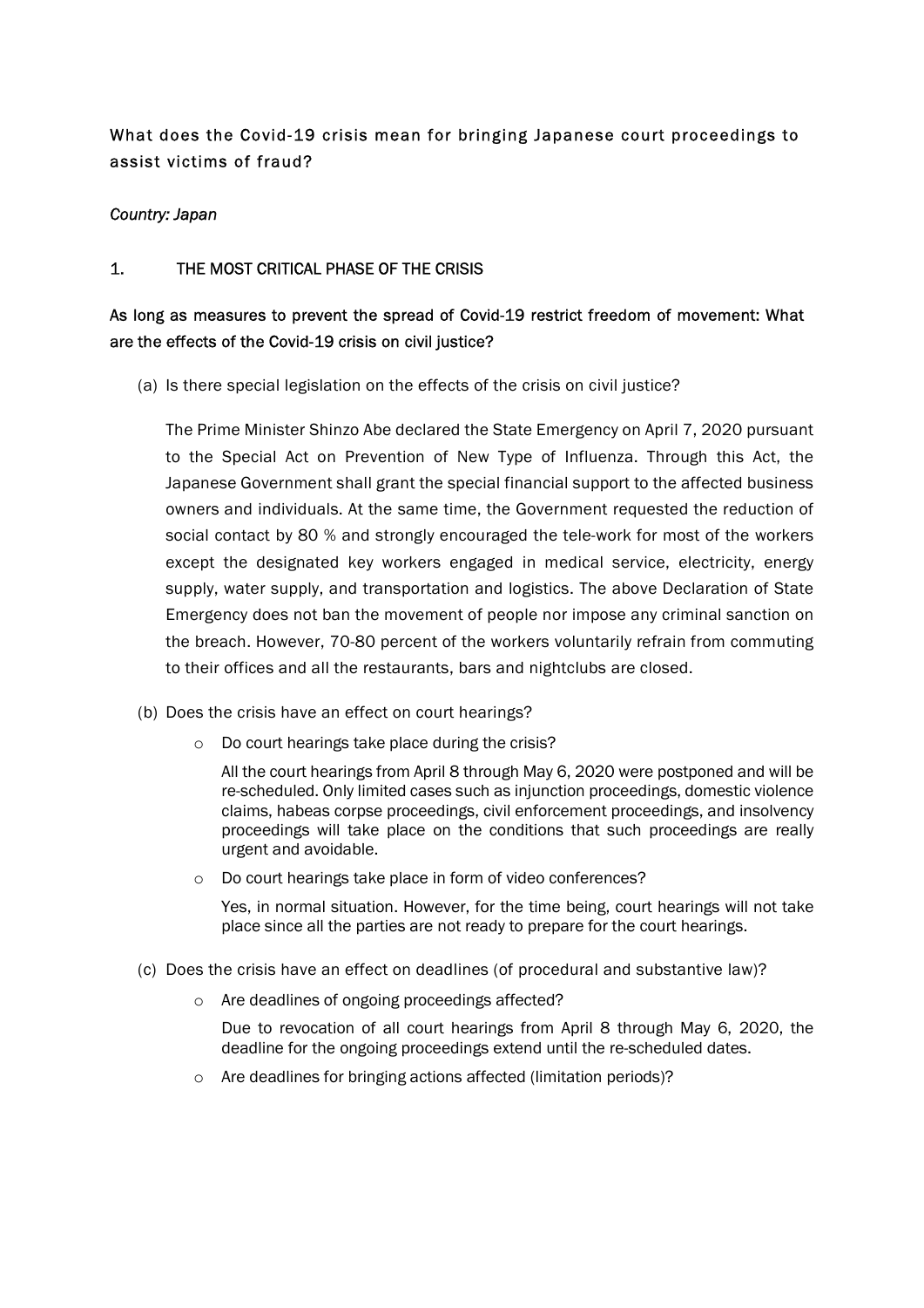# What does the Covid-19 crisis mean for bringing Japanese court proceedings to assist victims of fraud?

*Country: Japan*

## 1. THE MOST CRITICAL PHASE OF THE CRISIS

### As long as measures to prevent the spread of Covid-19 restrict freedom of movement: What are the effects of the Covid-19 crisis on civil justice?

(a) Is there special legislation on the effects of the crisis on civil justice?

The Prime Minister Shinzo Abe declared the State Emergency on April 7, 2020 pursuant to the Special Act on Prevention of New Type of Influenza. Through this Act, the Japanese Government shall grant the special financial support to the affected business owners and individuals. At the same time, the Government requested the reduction of social contact by 80 % and strongly encouraged the tele-work for most of the workers except the designated key workers engaged in medical service, electricity, energy supply, water supply, and transportation and logistics. The above Declaration of State Emergency does not ban the movement of people nor impose any criminal sanction on the breach. However, 70-80 percent of the workers voluntarily refrain from commuting to their offices and all the restaurants, bars and nightclubs are closed.

(b) Does the crisis have an effect on court hearings?

- Do court hearings take place during the crisis?

  All the court hearings from April 8 through May 6, 2020 were postponed and will be re-scheduled. Only limited cases such as injunction proceedings, domestic violence claims, habeas corpse proceedings, civil enforcement proceedings, and insolvency proceedings will take place on the conditions that such proceedings are really urgent and avoidable.

- Do court hearings take place in form of video conferences?

  Yes, in normal situation. However, for the time being, court hearings will not take place since all the parties are not ready to prepare for the court hearings.

(c) Does the crisis have an effect on deadlines (of procedural and substantive law)?

- Are deadlines of ongoing proceedings affected?

  Due to revocation of all court hearings from April 8 through May 6, 2020, the deadline for the ongoing proceedings extend until the re-scheduled dates.

- Are deadlines for bringing actions affected (limitation periods)?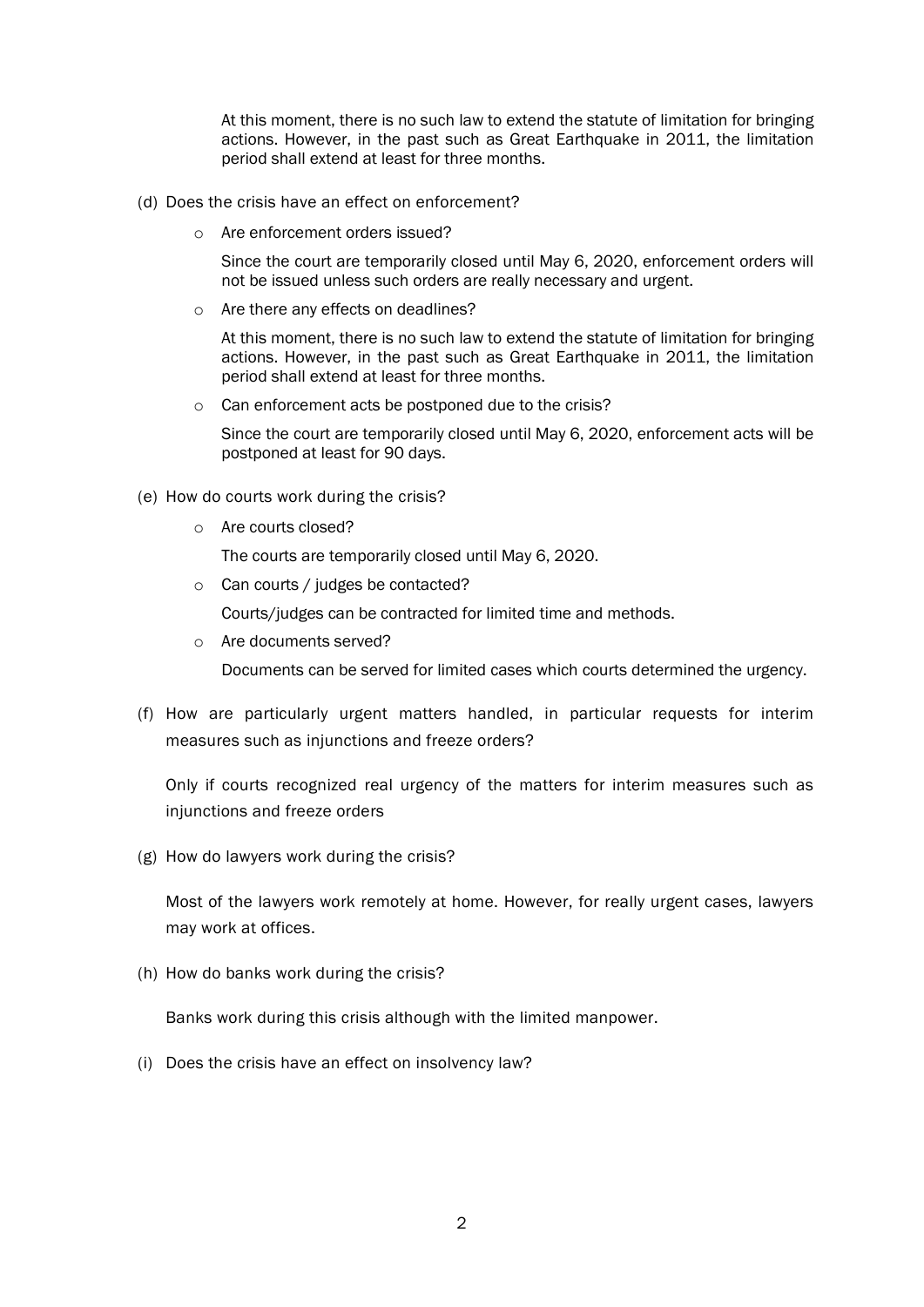At this moment, there is no such law to extend the statute of limitation for bringing actions. However, in the past such as Great Earthquake in 2011, the limitation period shall extend at least for three months.

(d) Does the crisis have an effect on enforcement?

- Are enforcement orders issued?

  Since the court are temporarily closed until May 6, 2020, enforcement orders will not be issued unless such orders are really necessary and urgent.

- Are there any effects on deadlines?

  At this moment, there is no such law to extend the statute of limitation for bringing actions. However, in the past such as Great Earthquake in 2011, the limitation period shall extend at least for three months.

- Can enforcement acts be postponed due to the crisis?

  Since the court are temporarily closed until May 6, 2020, enforcement acts will be postponed at least for 90 days.

(e) How do courts work during the crisis?

- Are courts closed?

  The courts are temporarily closed until May 6, 2020.

- Can courts / judges be contacted?

  Courts/judges can be contracted for limited time and methods.

- Are documents served?

  Documents can be served for limited cases which courts determined the urgency.

(f) How are particularly urgent matters handled, in particular requests for interim measures such as injunctions and freeze orders?

Only if courts recognized real urgency of the matters for interim measures such as injunctions and freeze orders

(g) How do lawyers work during the crisis?

Most of the lawyers work remotely at home. However, for really urgent cases, lawyers may work at offices.

(h) How do banks work during the crisis?

Banks work during this crisis although with the limited manpower.

(i) Does the crisis have an effect on insolvency law?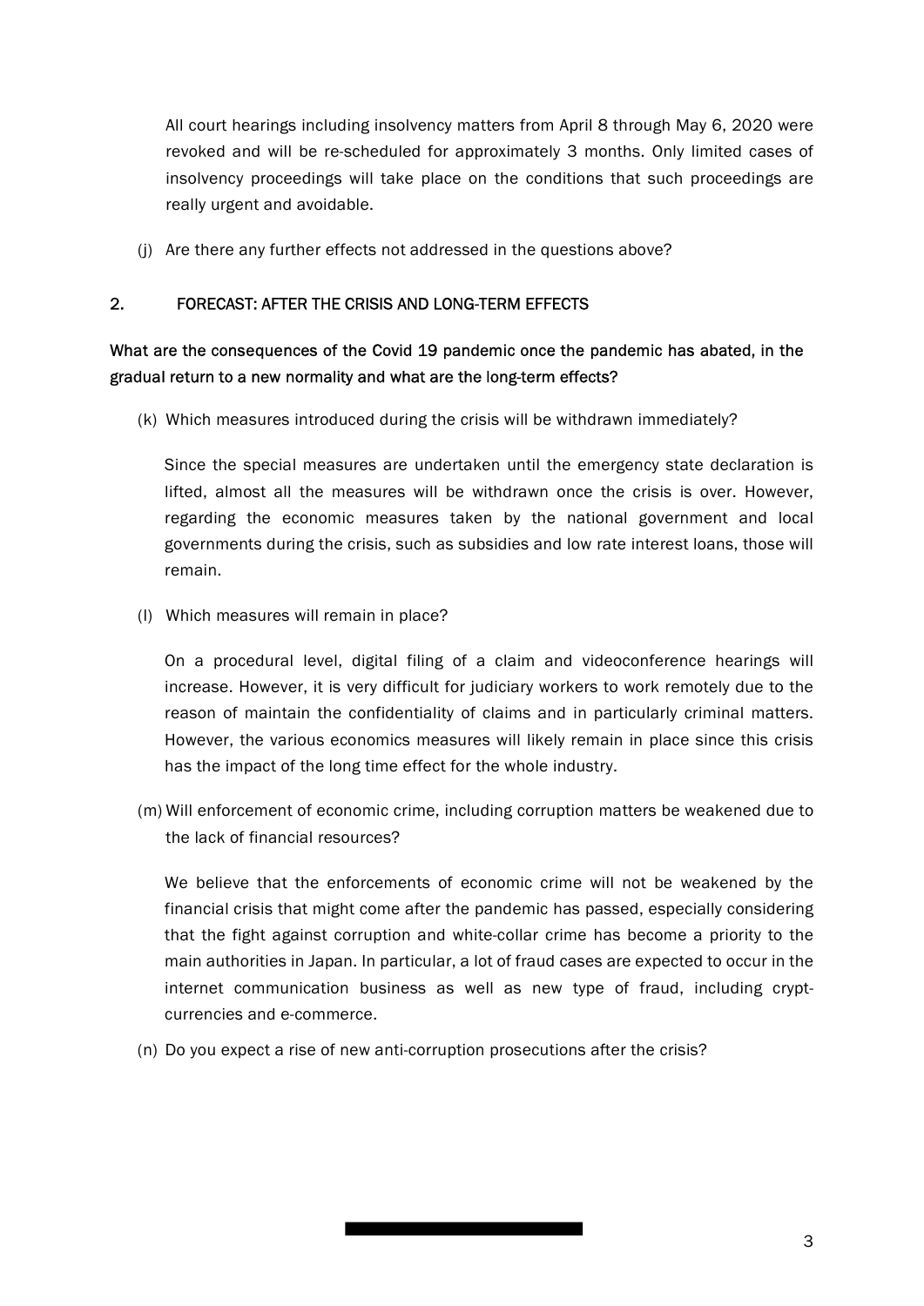All court hearings including insolvency matters from April 8 through May 6, 2020 were revoked and will be re-scheduled for approximately 3 months. Only limited cases of insolvency proceedings will take place on the conditions that such proceedings are really urgent and avoidable.

(j) Are there any further effects not addressed in the questions above?

## 2. FORECAST: AFTER THE CRISIS AND LONG-TERM EFFECTS

**What are the consequences of the Covid 19 pandemic once the pandemic has abated, in the gradual return to a new normality and what are the long-term effects?**

(k) Which measures introduced during the crisis will be withdrawn immediately?

Since the special measures are undertaken until the emergency state declaration is lifted, almost all the measures will be withdrawn once the crisis is over. However, regarding the economic measures taken by the national government and local governments during the crisis, such as subsidies and low rate interest loans, those will remain.

(l) Which measures will remain in place?

On a procedural level, digital filing of a claim and videoconference hearings will increase. However, it is very difficult for judiciary workers to work remotely due to the reason of maintain the confidentiality of claims and in particularly criminal matters. However, the various economics measures will likely remain in place since this crisis has the impact of the long time effect for the whole industry.

(m) Will enforcement of economic crime, including corruption matters be weakened due to the lack of financial resources?

We believe that the enforcements of economic crime will not be weakened by the financial crisis that might come after the pandemic has passed, especially considering that the fight against corruption and white-collar crime has become a priority to the main authorities in Japan. In particular, a lot of fraud cases are expected to occur in the internet communication business as well as new type of fraud, including crypt-currencies and e-commerce.

(n) Do you expect a rise of new anti-corruption prosecutions after the crisis?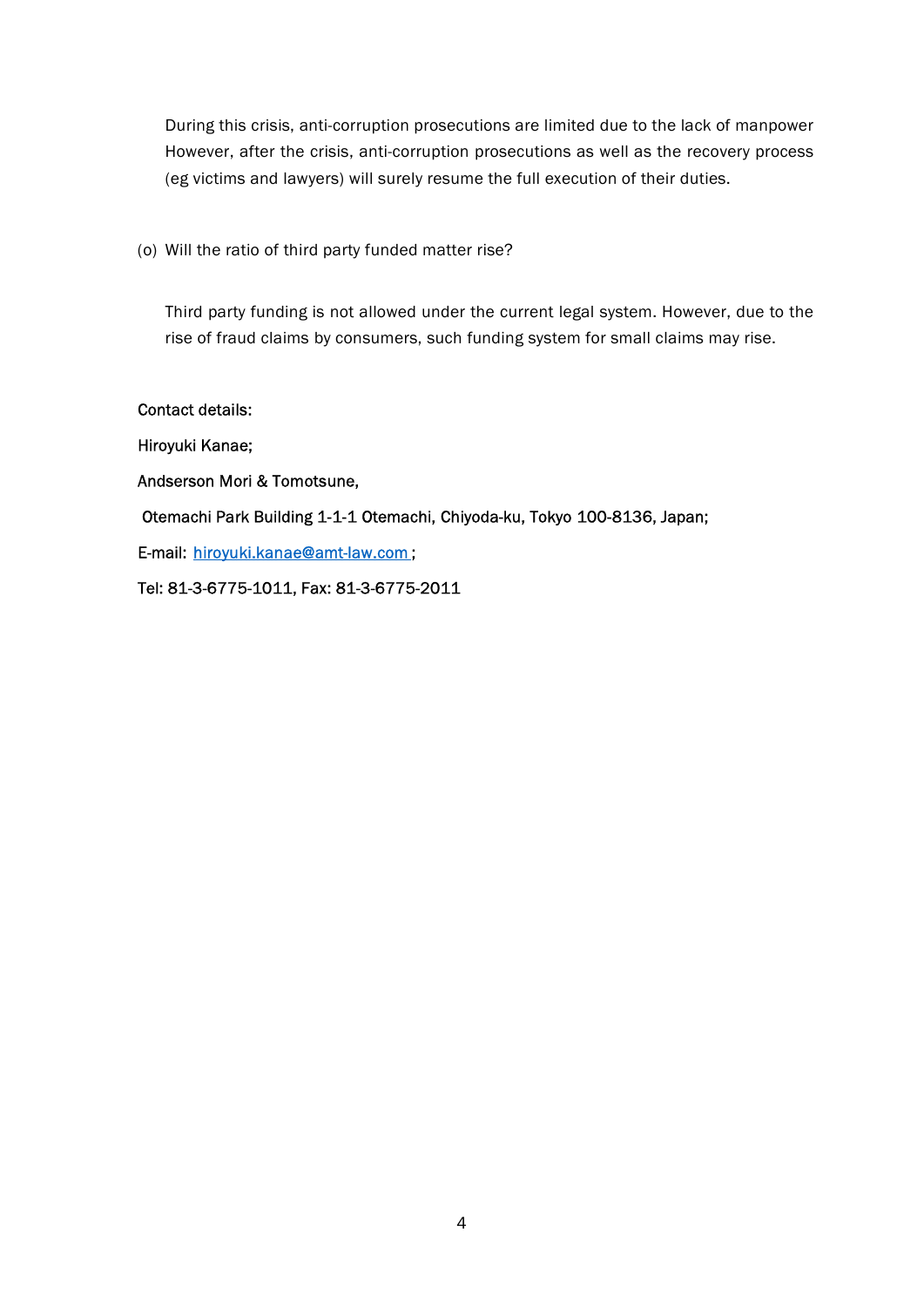During this crisis, anti-corruption prosecutions are limited due to the lack of manpower However, after the crisis, anti-corruption prosecutions as well as the recovery process (eg victims and lawyers) will surely resume the full execution of their duties.

(o) Will the ratio of third party funded matter rise?

Third party funding is not allowed under the current legal system. However, due to the rise of fraud claims by consumers, such funding system for small claims may rise.

Contact details:

Hiroyuki Kanae;

Andserson Mori & Tomotsune,

Otemachi Park Building 1-1-1 Otemachi, Chiyoda-ku, Tokyo 100-8136, Japan;

E-mail: hiroyuki.kanae@amt-law.com ;

Tel: 81-3-6775-1011, Fax: 81-3-6775-2011